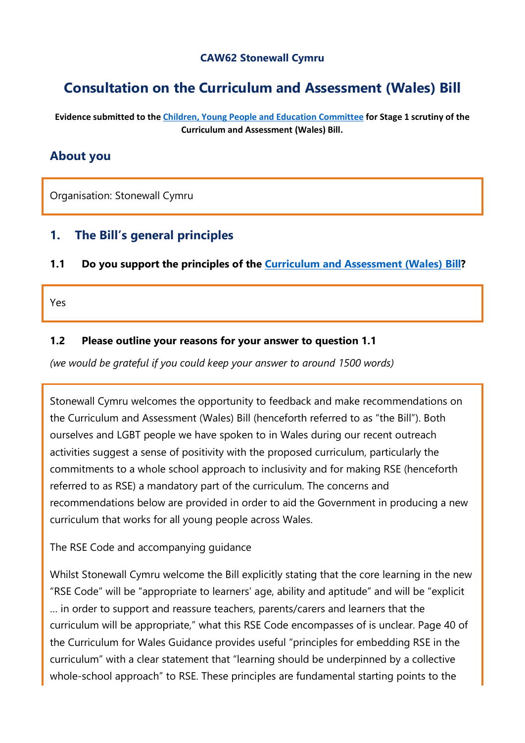**CAW62 Stonewall Cymru**

# Consultation on the Curriculum and Assessment (Wales) Bill

**Evidence submitted to the Children, Young People and Education Committee for Stage 1 scrutiny of the Curriculum and Assessment (Wales) Bill.**

## About you

Organisation: Stonewall Cymru

## 1. The Bill's general principles

### 1.1 Do you support the principles of the Curriculum and Assessment (Wales) Bill?

Yes

### 1.2 Please outline your reasons for your answer to question 1.1

*(we would be grateful if you could keep your answer to around 1500 words)*

Stonewall Cymru welcomes the opportunity to feedback and make recommendations on the Curriculum and Assessment (Wales) Bill (henceforth referred to as "the Bill"). Both ourselves and LGBT people we have spoken to in Wales during our recent outreach activities suggest a sense of positivity with the proposed curriculum, particularly the commitments to a whole school approach to inclusivity and for making RSE (henceforth referred to as RSE) a mandatory part of the curriculum. The concerns and recommendations below are provided in order to aid the Government in producing a new curriculum that works for all young people across Wales.

The RSE Code and accompanying guidance

Whilst Stonewall Cymru welcome the Bill explicitly stating that the core learning in the new "RSE Code" will be "appropriate to learners' age, ability and aptitude" and will be "explicit … in order to support and reassure teachers, parents/carers and learners that the curriculum will be appropriate," what this RSE Code encompasses of is unclear. Page 40 of the Curriculum for Wales Guidance provides useful "principles for embedding RSE in the curriculum" with a clear statement that "learning should be underpinned by a collective whole-school approach" to RSE. These principles are fundamental starting points to the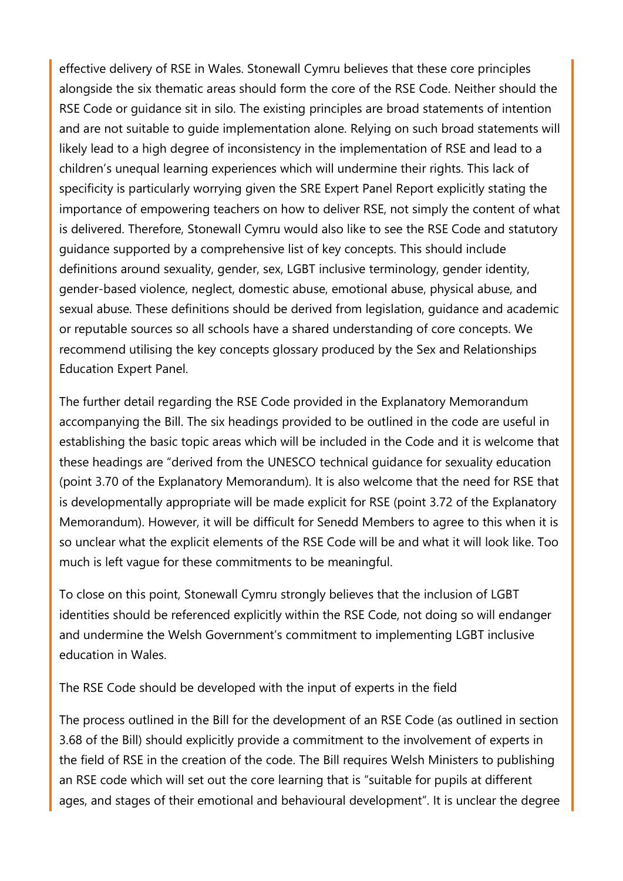effective delivery of RSE in Wales. Stonewall Cymru believes that these core principles alongside the six thematic areas should form the core of the RSE Code. Neither should the RSE Code or guidance sit in silo. The existing principles are broad statements of intention and are not suitable to guide implementation alone. Relying on such broad statements will likely lead to a high degree of inconsistency in the implementation of RSE and lead to a children's unequal learning experiences which will undermine their rights. This lack of specificity is particularly worrying given the SRE Expert Panel Report explicitly stating the importance of empowering teachers on how to deliver RSE, not simply the content of what is delivered. Therefore, Stonewall Cymru would also like to see the RSE Code and statutory guidance supported by a comprehensive list of key concepts. This should include definitions around sexuality, gender, sex, LGBT inclusive terminology, gender identity, gender-based violence, neglect, domestic abuse, emotional abuse, physical abuse, and sexual abuse. These definitions should be derived from legislation, guidance and academic or reputable sources so all schools have a shared understanding of core concepts. We recommend utilising the key concepts glossary produced by the Sex and Relationships Education Expert Panel.

The further detail regarding the RSE Code provided in the Explanatory Memorandum accompanying the Bill. The six headings provided to be outlined in the code are useful in establishing the basic topic areas which will be included in the Code and it is welcome that these headings are "derived from the UNESCO technical guidance for sexuality education (point 3.70 of the Explanatory Memorandum). It is also welcome that the need for RSE that is developmentally appropriate will be made explicit for RSE (point 3.72 of the Explanatory Memorandum). However, it will be difficult for Senedd Members to agree to this when it is so unclear what the explicit elements of the RSE Code will be and what it will look like. Too much is left vague for these commitments to be meaningful.

To close on this point, Stonewall Cymru strongly believes that the inclusion of LGBT identities should be referenced explicitly within the RSE Code, not doing so will endanger and undermine the Welsh Government's commitment to implementing LGBT inclusive education in Wales.

The RSE Code should be developed with the input of experts in the field

The process outlined in the Bill for the development of an RSE Code (as outlined in section 3.68 of the Bill) should explicitly provide a commitment to the involvement of experts in the field of RSE in the creation of the code. The Bill requires Welsh Ministers to publishing an RSE code which will set out the core learning that is "suitable for pupils at different ages, and stages of their emotional and behavioural development". It is unclear the degree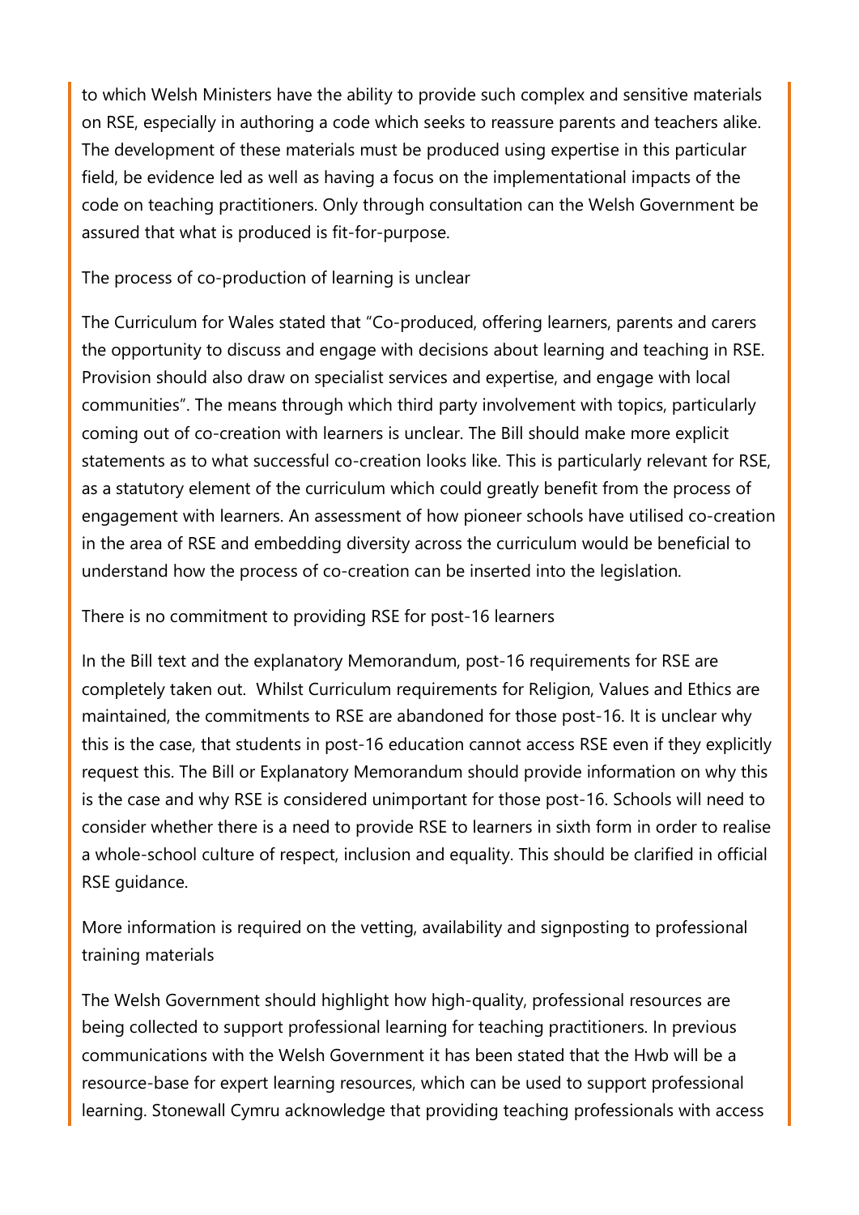to which Welsh Ministers have the ability to provide such complex and sensitive materials on RSE, especially in authoring a code which seeks to reassure parents and teachers alike. The development of these materials must be produced using expertise in this particular field, be evidence led as well as having a focus on the implementational impacts of the code on teaching practitioners. Only through consultation can the Welsh Government be assured that what is produced is fit-for-purpose.

The process of co-production of learning is unclear

The Curriculum for Wales stated that "Co-produced, offering learners, parents and carers the opportunity to discuss and engage with decisions about learning and teaching in RSE. Provision should also draw on specialist services and expertise, and engage with local communities". The means through which third party involvement with topics, particularly coming out of co-creation with learners is unclear. The Bill should make more explicit statements as to what successful co-creation looks like. This is particularly relevant for RSE, as a statutory element of the curriculum which could greatly benefit from the process of engagement with learners. An assessment of how pioneer schools have utilised co-creation in the area of RSE and embedding diversity across the curriculum would be beneficial to understand how the process of co-creation can be inserted into the legislation.

There is no commitment to providing RSE for post-16 learners

In the Bill text and the explanatory Memorandum, post-16 requirements for RSE are completely taken out. Whilst Curriculum requirements for Religion, Values and Ethics are maintained, the commitments to RSE are abandoned for those post-16. It is unclear why this is the case, that students in post-16 education cannot access RSE even if they explicitly request this. The Bill or Explanatory Memorandum should provide information on why this is the case and why RSE is considered unimportant for those post-16. Schools will need to consider whether there is a need to provide RSE to learners in sixth form in order to realise a whole-school culture of respect, inclusion and equality. This should be clarified in official RSE guidance.

More information is required on the vetting, availability and signposting to professional training materials

The Welsh Government should highlight how high-quality, professional resources are being collected to support professional learning for teaching practitioners. In previous communications with the Welsh Government it has been stated that the Hwb will be a resource-base for expert learning resources, which can be used to support professional learning. Stonewall Cymru acknowledge that providing teaching professionals with access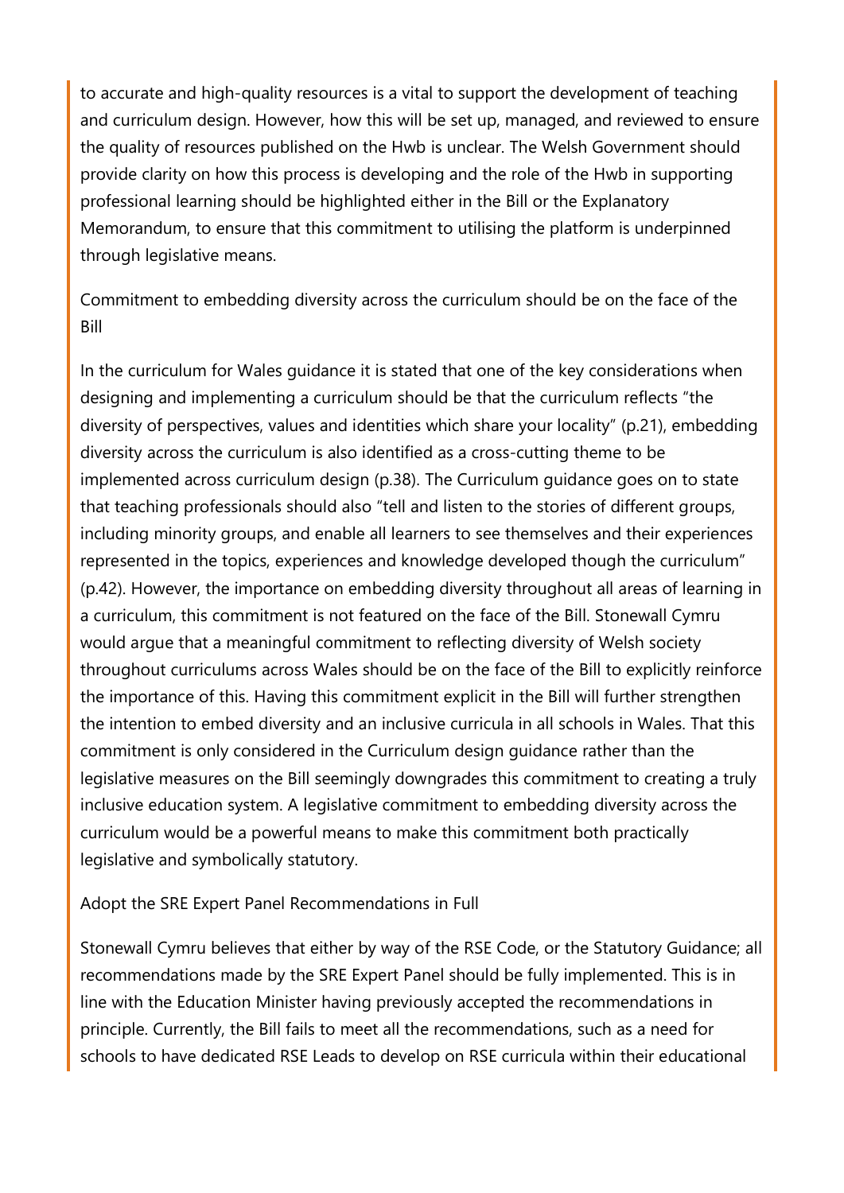to accurate and high-quality resources is a vital to support the development of teaching and curriculum design. However, how this will be set up, managed, and reviewed to ensure the quality of resources published on the Hwb is unclear. The Welsh Government should provide clarity on how this process is developing and the role of the Hwb in supporting professional learning should be highlighted either in the Bill or the Explanatory Memorandum, to ensure that this commitment to utilising the platform is underpinned through legislative means.

### Commitment to embedding diversity across the curriculum should be on the face of the Bill

In the curriculum for Wales guidance it is stated that one of the key considerations when designing and implementing a curriculum should be that the curriculum reflects "the diversity of perspectives, values and identities which share your locality" (p.21), embedding diversity across the curriculum is also identified as a cross-cutting theme to be implemented across curriculum design (p.38). The Curriculum guidance goes on to state that teaching professionals should also "tell and listen to the stories of different groups, including minority groups, and enable all learners to see themselves and their experiences represented in the topics, experiences and knowledge developed though the curriculum" (p.42). However, the importance on embedding diversity throughout all areas of learning in a curriculum, this commitment is not featured on the face of the Bill. Stonewall Cymru would argue that a meaningful commitment to reflecting diversity of Welsh society throughout curriculums across Wales should be on the face of the Bill to explicitly reinforce the importance of this. Having this commitment explicit in the Bill will further strengthen the intention to embed diversity and an inclusive curricula in all schools in Wales. That this commitment is only considered in the Curriculum design guidance rather than the legislative measures on the Bill seemingly downgrades this commitment to creating a truly inclusive education system. A legislative commitment to embedding diversity across the curriculum would be a powerful means to make this commitment both practically legislative and symbolically statutory.

### Adopt the SRE Expert Panel Recommendations in Full

Stonewall Cymru believes that either by way of the RSE Code, or the Statutory Guidance; all recommendations made by the SRE Expert Panel should be fully implemented. This is in line with the Education Minister having previously accepted the recommendations in principle. Currently, the Bill fails to meet all the recommendations, such as a need for schools to have dedicated RSE Leads to develop on RSE curricula within their educational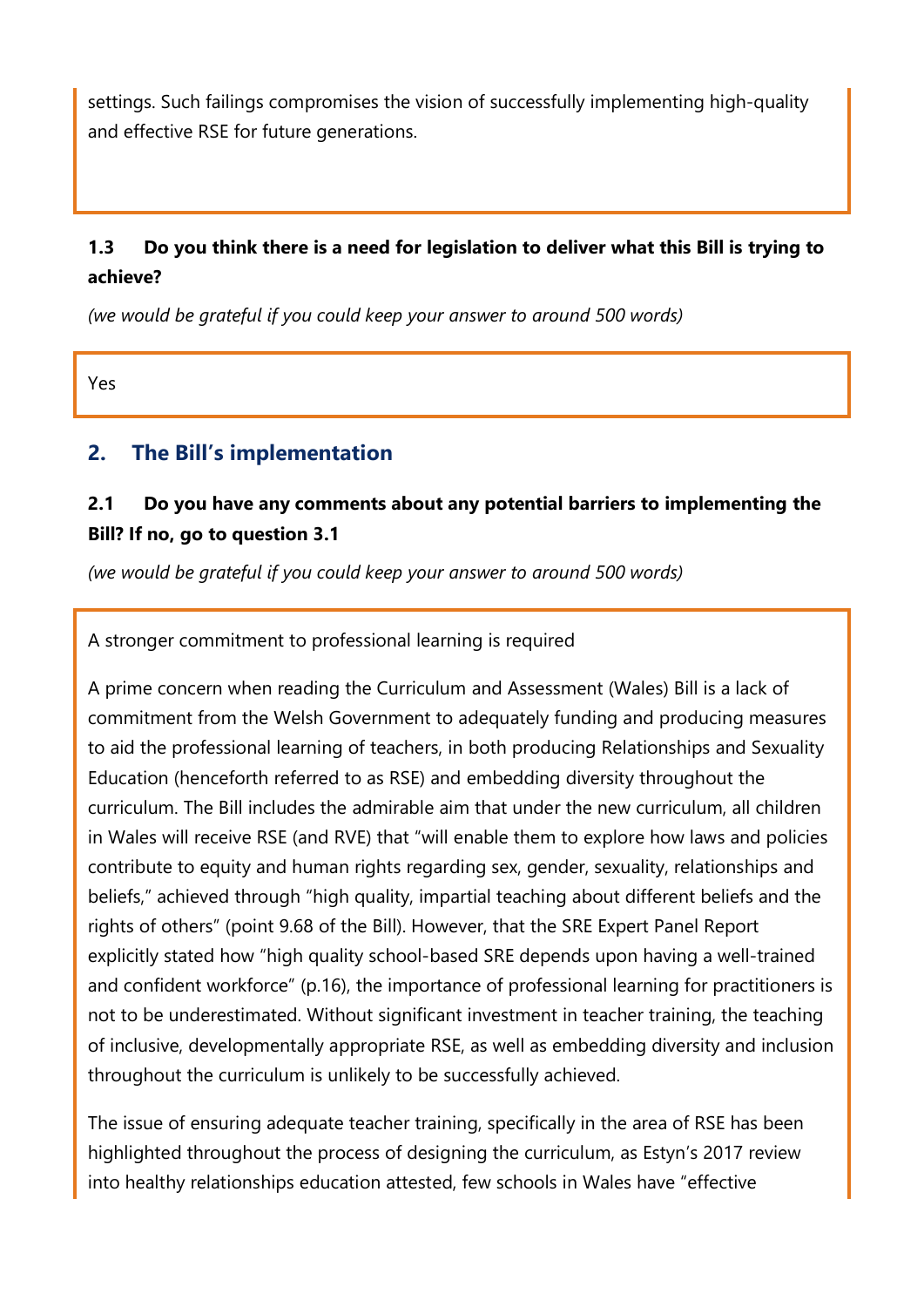settings. Such failings compromises the vision of successfully implementing high-quality and effective RSE for future generations.

### 1.3 Do you think there is a need for legislation to deliver what this Bill is trying to achieve?

*(we would be grateful if you could keep your answer to around 500 words)*

Yes

## 2. The Bill's implementation

### 2.1 Do you have any comments about any potential barriers to implementing the Bill? If no, go to question 3.1

*(we would be grateful if you could keep your answer to around 500 words)*

A stronger commitment to professional learning is required

A prime concern when reading the Curriculum and Assessment (Wales) Bill is a lack of commitment from the Welsh Government to adequately funding and producing measures to aid the professional learning of teachers, in both producing Relationships and Sexuality Education (henceforth referred to as RSE) and embedding diversity throughout the curriculum. The Bill includes the admirable aim that under the new curriculum, all children in Wales will receive RSE (and RVE) that "will enable them to explore how laws and policies contribute to equity and human rights regarding sex, gender, sexuality, relationships and beliefs," achieved through "high quality, impartial teaching about different beliefs and the rights of others" (point 9.68 of the Bill). However, that the SRE Expert Panel Report explicitly stated how "high quality school-based SRE depends upon having a well-trained and confident workforce" (p.16), the importance of professional learning for practitioners is not to be underestimated. Without significant investment in teacher training, the teaching of inclusive, developmentally appropriate RSE, as well as embedding diversity and inclusion throughout the curriculum is unlikely to be successfully achieved.

The issue of ensuring adequate teacher training, specifically in the area of RSE has been highlighted throughout the process of designing the curriculum, as Estyn's 2017 review into healthy relationships education attested, few schools in Wales have "effective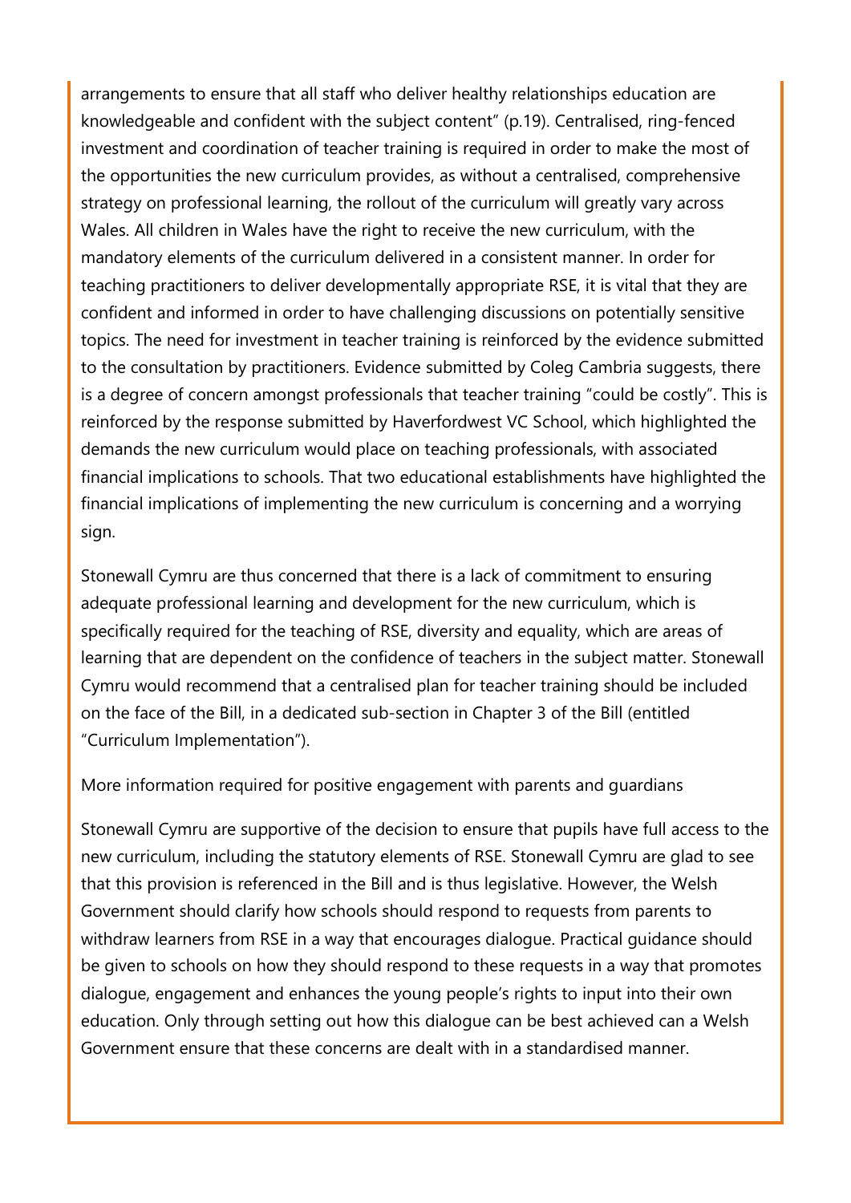arrangements to ensure that all staff who deliver healthy relationships education are knowledgeable and confident with the subject content" (p.19). Centralised, ring-fenced investment and coordination of teacher training is required in order to make the most of the opportunities the new curriculum provides, as without a centralised, comprehensive strategy on professional learning, the rollout of the curriculum will greatly vary across Wales. All children in Wales have the right to receive the new curriculum, with the mandatory elements of the curriculum delivered in a consistent manner. In order for teaching practitioners to deliver developmentally appropriate RSE, it is vital that they are confident and informed in order to have challenging discussions on potentially sensitive topics. The need for investment in teacher training is reinforced by the evidence submitted to the consultation by practitioners. Evidence submitted by Coleg Cambria suggests, there is a degree of concern amongst professionals that teacher training "could be costly". This is reinforced by the response submitted by Haverfordwest VC School, which highlighted the demands the new curriculum would place on teaching professionals, with associated financial implications to schools. That two educational establishments have highlighted the financial implications of implementing the new curriculum is concerning and a worrying sign.

Stonewall Cymru are thus concerned that there is a lack of commitment to ensuring adequate professional learning and development for the new curriculum, which is specifically required for the teaching of RSE, diversity and equality, which are areas of learning that are dependent on the confidence of teachers in the subject matter. Stonewall Cymru would recommend that a centralised plan for teacher training should be included on the face of the Bill, in a dedicated sub-section in Chapter 3 of the Bill (entitled "Curriculum Implementation").

More information required for positive engagement with parents and guardians

Stonewall Cymru are supportive of the decision to ensure that pupils have full access to the new curriculum, including the statutory elements of RSE. Stonewall Cymru are glad to see that this provision is referenced in the Bill and is thus legislative. However, the Welsh Government should clarify how schools should respond to requests from parents to withdraw learners from RSE in a way that encourages dialogue. Practical guidance should be given to schools on how they should respond to these requests in a way that promotes dialogue, engagement and enhances the young people's rights to input into their own education. Only through setting out how this dialogue can be best achieved can a Welsh Government ensure that these concerns are dealt with in a standardised manner.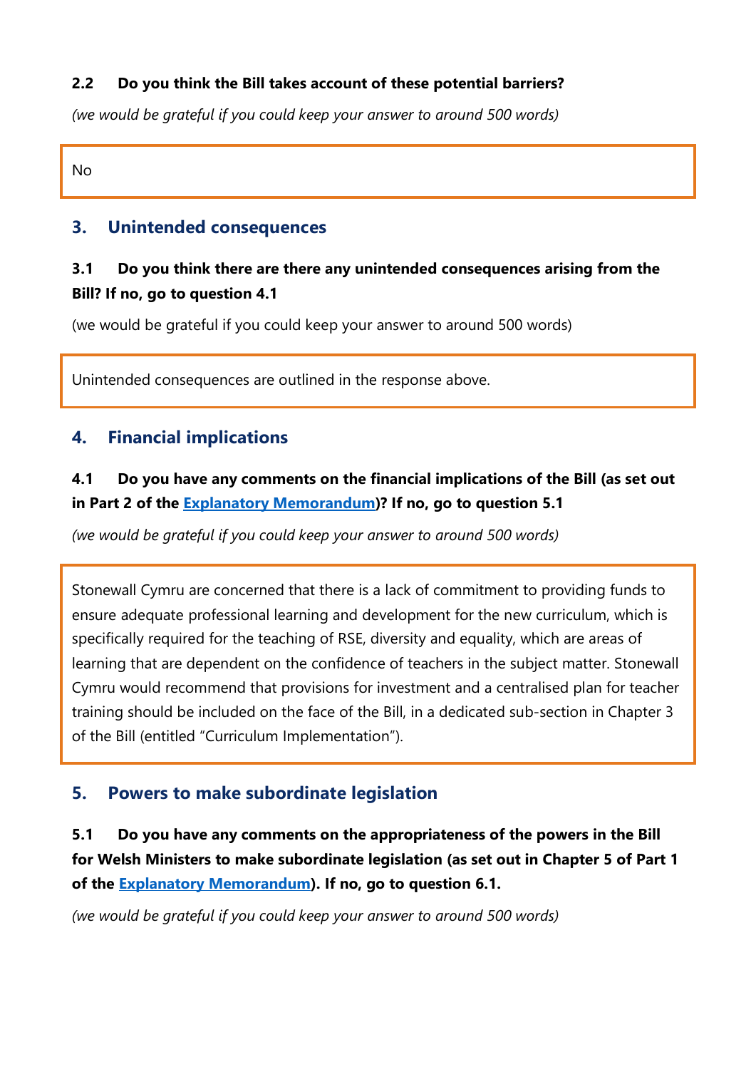**2.2 Do you think the Bill takes account of these potential barriers?**

*(we would be grateful if you could keep your answer to around 500 words)*

No

## 3. Unintended consequences

**3.1 Do you think there are there any unintended consequences arising from the Bill? If no, go to question 4.1**

(we would be grateful if you could keep your answer to around 500 words)

Unintended consequences are outlined in the response above.

## 4. Financial implications

**4.1 Do you have any comments on the financial implications of the Bill (as set out in Part 2 of the [Explanatory Memorandum](#))? If no, go to question 5.1**

*(we would be grateful if you could keep your answer to around 500 words)*

Stonewall Cymru are concerned that there is a lack of commitment to providing funds to ensure adequate professional learning and development for the new curriculum, which is specifically required for the teaching of RSE, diversity and equality, which are areas of learning that are dependent on the confidence of teachers in the subject matter. Stonewall Cymru would recommend that provisions for investment and a centralised plan for teacher training should be included on the face of the Bill, in a dedicated sub-section in Chapter 3 of the Bill (entitled "Curriculum Implementation").

## 5. Powers to make subordinate legislation

**5.1 Do you have any comments on the appropriateness of the powers in the Bill for Welsh Ministers to make subordinate legislation (as set out in Chapter 5 of Part 1 of the [Explanatory Memorandum](#)). If no, go to question 6.1.**

*(we would be grateful if you could keep your answer to around 500 words)*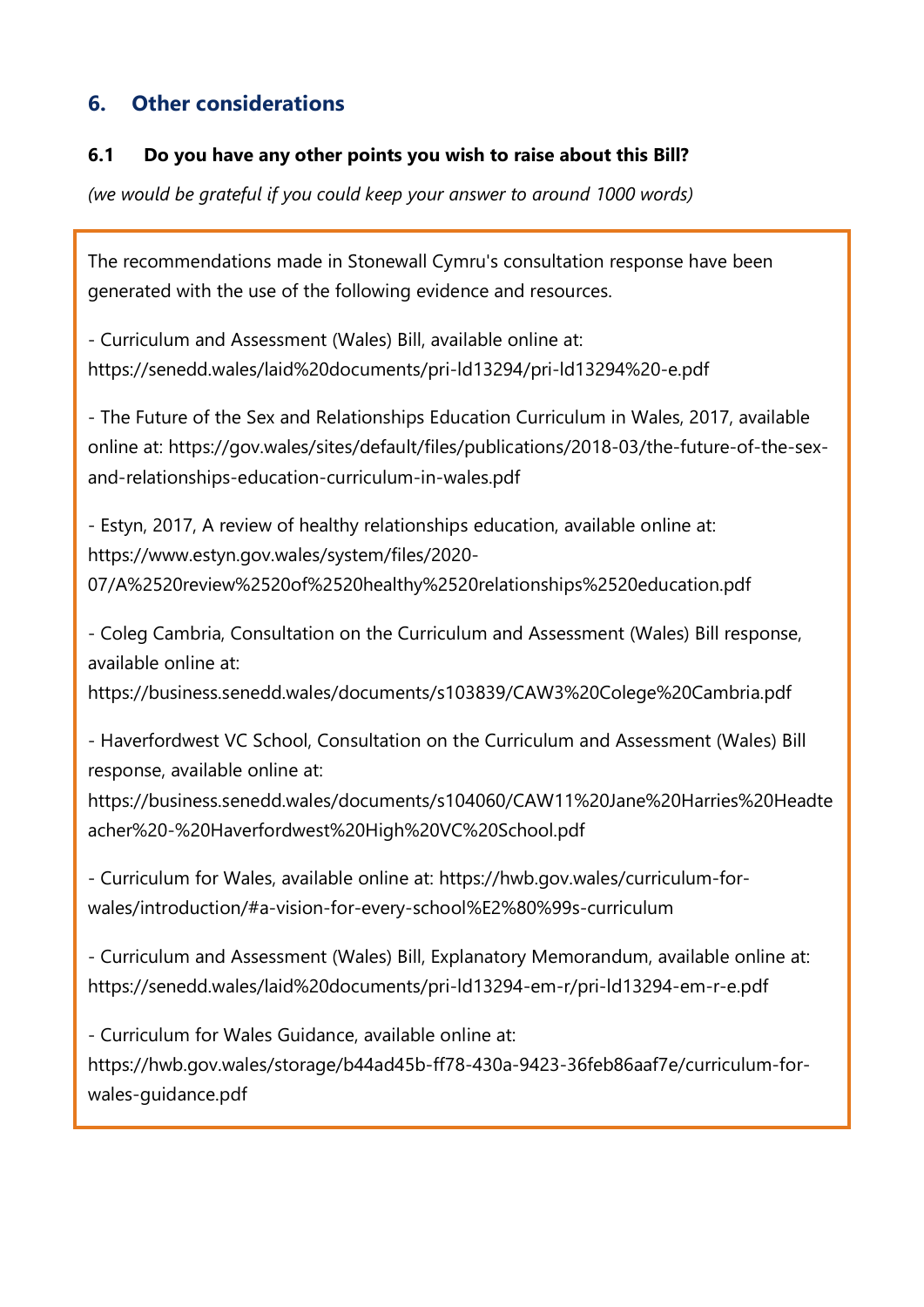## 6. Other considerations

### 6.1 Do you have any other points you wish to raise about this Bill?

*(we would be grateful if you could keep your answer to around 1000 words)*

The recommendations made in Stonewall Cymru's consultation response have been generated with the use of the following evidence and resources.

- Curriculum and Assessment (Wales) Bill, available online at: https://senedd.wales/laid%20documents/pri-ld13294/pri-ld13294%20-e.pdf

- The Future of the Sex and Relationships Education Curriculum in Wales, 2017, available online at: https://gov.wales/sites/default/files/publications/2018-03/the-future-of-the-sex-and-relationships-education-curriculum-in-wales.pdf

- Estyn, 2017, A review of healthy relationships education, available online at: https://www.estyn.gov.wales/system/files/2020-07/A%2520review%2520of%2520healthy%2520relationships%2520education.pdf

- Coleg Cambria, Consultation on the Curriculum and Assessment (Wales) Bill response, available online at: https://business.senedd.wales/documents/s103839/CAW3%20Colege%20Cambria.pdf

- Haverfordwest VC School, Consultation on the Curriculum and Assessment (Wales) Bill response, available online at: https://business.senedd.wales/documents/s104060/CAW11%20Jane%20Harries%20Headteacher%20-%20Haverfordwest%20High%20VC%20School.pdf

- Curriculum for Wales, available online at: https://hwb.gov.wales/curriculum-for-wales/introduction/#a-vision-for-every-school%E2%80%99s-curriculum

- Curriculum and Assessment (Wales) Bill, Explanatory Memorandum, available online at: https://senedd.wales/laid%20documents/pri-ld13294-em-r/pri-ld13294-em-r-e.pdf

- Curriculum for Wales Guidance, available online at: https://hwb.gov.wales/storage/b44ad45b-ff78-430a-9423-36feb86aaf7e/curriculum-for-wales-guidance.pdf